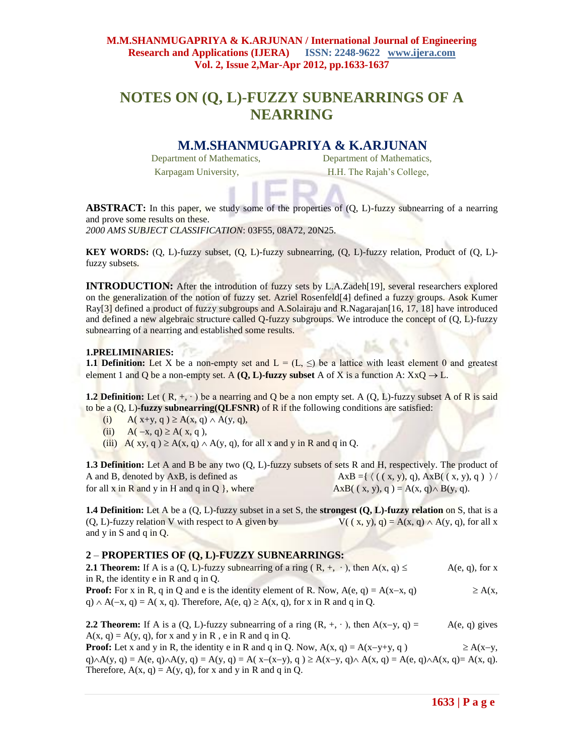# NOTES ON (Q, L)-FUZZY SUBNEARRINGS OF A NEARRING

## M.M.SHANMUGAPRIYA & K.ARJUNAN

Department of Mathematics, Karpagam University,

Department of Mathematics, H.H. The Rajah's College,

**ABSTRACT:** In this paper, we study some of the properties of (Q, L)-fuzzy subnearring of a nearring and prove some results on these.

*2000 AMS SUBJECT CLASSIFICATION*: 03F55, 08A72, 20N25.

**KEY WORDS:** (Q, L)-fuzzy subset, (Q, L)-fuzzy subnearring, (Q, L)-fuzzy relation, Product of (Q, L)-fuzzy subsets.

**INTRODUCTION:** After the introduction of fuzzy sets by L.A.Zadeh[19], several researchers explored on the generalization of the notion of fuzzy set. Azriel Rosenfeld[4] defined a fuzzy groups. Asok Kumer Ray[3] defined a product of fuzzy subgroups and A.Solairaju and R.Nagarajan[16, 17, 18] have introduced and defined a new algebraic structure called Q-fuzzy subgroups. We introduce the concept of (Q, L)-fuzzy subnearring of a nearring and established some results.

### 1.PRELIMINARIES:

**1.1 Definition:** Let X be a non-empty set and $L = (L, \leq)$ be a lattice with least element 0 and greatest element 1 and Q be a non-empty set. A **(Q, L)-fuzzy subset** A of X is a function $A: XxQ \to L$.

**1.2 Definition:** Let $( R, +, \cdot )$ be a nearring and Q be a non empty set. A (Q, L)-fuzzy subset A of R is said to be a (Q, L)-**fuzzy subnearring(QLFSNR)** of R if the following conditions are satisfied:

(i) $A( x+y, q ) \geq A(x, q) \wedge A(y, q)$,

(ii) $A( -x, q) \geq A( x, q )$,

(iii) $A( xy, q ) \geq A(x, q) \wedge A(y, q)$, for all x and y in R and q in Q.

**1.3 Definition:** Let A and B be any two (Q, L)-fuzzy subsets of sets R and H, respectively. The product of A and B, denoted by AxB, is defined as $AxB =\{ \langle ( ( x, y), q), AxB( ( x, y), q ) \rangle /$ for all x in R and y in H and q in Q $\}$, where $AxB( ( x, y), q ) = A(x, q) \wedge B(y, q)$.

**1.4 Definition:** Let A be a (Q, L)-fuzzy subset in a set S, the **strongest (Q, L)-fuzzy relation** on S, that is a (Q, L)-fuzzy relation V with respect to A given by $V( ( x, y), q) = A(x, q) \wedge A(y, q)$, for all x and y in S and q in Q.

## 2 – PROPERTIES OF (Q, L)-FUZZY SUBNEARRINGS:

**2.1 Theorem:** If A is a (Q, L)-fuzzy subnearring of a ring $( R, +, \cdot )$, then $A(x, q) \leq A(e, q)$, for x in R, the identity e in R and q in Q.

**Proof:** For x in R, q in Q and e is the identity element of R. Now, $A(e, q) = A(x-x, q) \geq A(x, q) \wedge A(-x, q) = A( x, q)$. Therefore, $A(e, q) \geq A(x, q)$, for x in R and q in Q.

**2.2 Theorem:** If A is a (Q, L)-fuzzy subnearring of a ring $(R, +, \cdot )$, then $A(x-y, q) = A(e, q)$ gives $A(x, q) = A(y, q)$, for x and y in R , e in R and q in Q.

**Proof:** Let x and y in R, the identity e in R and q in Q. Now, $A(x, q) = A(x-y+y, q ) \geq A(x-y, q) \wedge A(y, q) = A(e, q) \wedge A(y, q) = A(y, q) = A( x-(x-y), q ) \geq A(x-y, q) \wedge A(x, q) = A(e, q) \wedge A(x, q)= A(x, q)$. Therefore, $A(x, q) = A(y, q)$, for x and y in R and q in Q.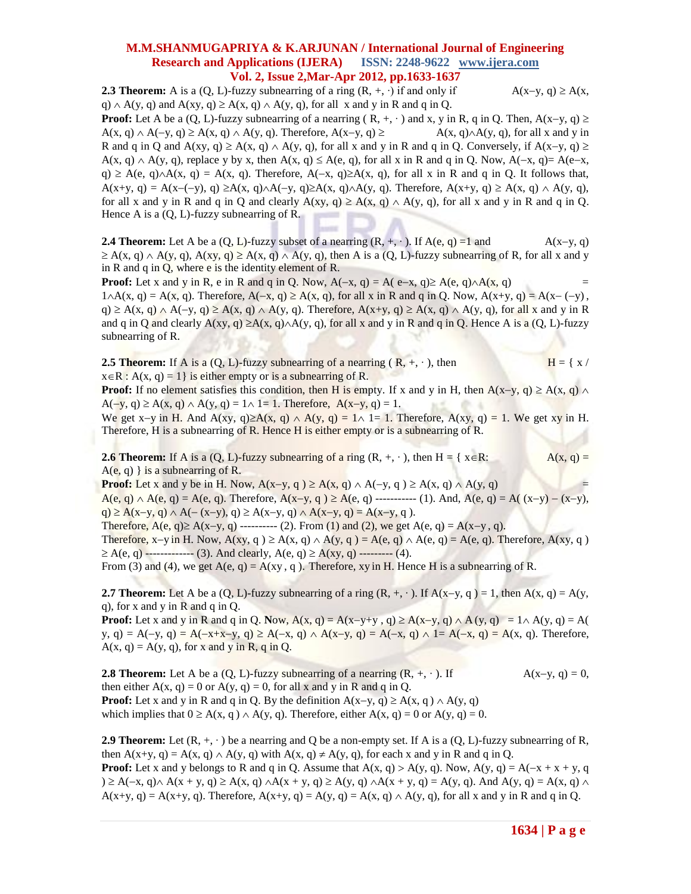**2.3 Theorem:** A is a (Q, L)-fuzzy subnearring of a ring $(R, +, \cdot)$ if and only if $A(x-y, q) \geq A(x, q) \wedge A(y, q)$ and $A(xy, q) \geq A(x, q) \wedge A(y, q)$, for all x and y in R and q in Q.

**Proof:** Let A be a (Q, L)-fuzzy subnearring of a nearring $(R, +, \cdot)$ and x, y in R, q in Q. Then, $A(x-y, q) \geq A(x, q) \wedge A(-y, q) \geq A(x, q) \wedge A(y, q)$. Therefore, $A(x-y, q) \geq A(x, q) \wedge A(y, q)$, for all x and y in R and q in Q and $A(xy, q) \geq A(x, q) \wedge A(y, q)$, for all x and y in R and q in Q. Conversely, if $A(x-y, q) \geq A(x, q) \wedge A(y, q)$, replace y by x, then $A(x, q) \leq A(e, q)$, for all x in R and q in Q. Now, $A(-x, q) = A(e-x, q) \geq A(e, q) \wedge A(x, q) = A(x, q)$. Therefore, $A(-x, q) \geq A(x, q)$, for all x in R and q in Q. It follows that, $A(x+y, q) = A(x-(-y), q) \geq A(x, q) \wedge A(-y, q) \geq A(x, q) \wedge A(y, q)$. Therefore, $A(x+y, q) \geq A(x, q) \wedge A(y, q)$, for all x and y in R and q in Q and clearly $A(xy, q) \geq A(x, q) \wedge A(y, q)$, for all x and y in R and q in Q. Hence A is a (Q, L)-fuzzy subnearring of R.

**2.4 Theorem:** Let A be a (Q, L)-fuzzy subset of a nearring $(R, +, \cdot)$. If $A(e, q) = 1$ and $A(x-y, q) \geq A(x, q) \wedge A(y, q)$, $A(xy, q) \geq A(x, q) \wedge A(y, q)$, then A is a (Q, L)-fuzzy subnearring of R, for all x and y in R and q in Q, where e is the identity element of R.

**Proof:** Let x and y in R, e in R and q in Q. Now, $A(-x, q) = A(e-x, q) \geq A(e, q) \wedge A(x, q) = 1 \wedge A(x, q) = A(x, q)$. Therefore, $A(-x, q) \geq A(x, q)$, for all x in R and q in Q. Now, $A(x+y, q) = A(x-(-y), q) \geq A(x, q) \wedge A(-y, q) \geq A(x, q) \wedge A(y, q)$. Therefore, $A(x+y, q) \geq A(x, q) \wedge A(y, q)$, for all x and y in R and q in Q and clearly $A(xy, q) \geq A(x, q) \wedge A(y, q)$, for all x and y in R and q in Q. Hence A is a (Q, L)-fuzzy subnearring of R.

**2.5 Theorem:** If A is a (Q, L)-fuzzy subnearring of a nearring $(R, +, \cdot)$, then $H = \{ x / x \in R : A(x, q) = 1\}$ is either empty or is a subnearring of R.

**Proof:** If no element satisfies this condition, then H is empty. If x and y in H, then $A(x-y, q) \geq A(x, q) \wedge A(-y, q) \geq A(x, q) \wedge A(y, q) = 1 \wedge 1 = 1$. Therefore, $A(x-y, q) = 1$.
We get $x-y$ in H. And $A(xy, q) \geq A(x, q) \wedge A(y, q) = 1 \wedge 1 = 1$. Therefore, $A(xy, q) = 1$. We get xy in H. Therefore, H is a subnearring of R. Hence H is either empty or is a subnearring of R.

**2.6 Theorem:** If A is a (Q, L)-fuzzy subnearring of a ring $(R, +, \cdot)$, then $H = \{ x \in R: A(x, q) = A(e, q) \}$ is a subnearring of R.

**Proof:** Let x and y be in H. Now, $A(x-y, q) \geq A(x, q) \wedge A(-y, q) \geq A(x, q) \wedge A(y, q) = A(e, q) \wedge A(e, q) = A(e, q)$. Therefore, $A(x-y, q) \geq A(e, q)$ ----------- (1). And, $A(e, q) = A((x-y)-(x-y), q) \geq A(x-y, q) \wedge A(-(x-y), q) \geq A(x-y, q) \wedge A(x-y, q) = A(x-y, q)$.
Therefore, $A(e, q) \geq A(x-y, q)$ ---------- (2). From (1) and (2), we get $A(e, q) = A(x-y, q)$.
Therefore, $x-y$ in H. Now, $A(xy, q) \geq A(x, q) \wedge A(y, q) = A(e, q) \wedge A(e, q) = A(e, q)$. Therefore, $A(xy, q) \geq A(e, q)$ ------------- (3). And clearly, $A(e, q) \geq A(xy, q)$ --------- (4).
From (3) and (4), we get $A(e, q) = A(xy, q)$. Therefore, xy in H. Hence H is a subnearring of R.

**2.7 Theorem:** Let A be a (Q, L)-fuzzy subnearring of a ring $(R, +, \cdot)$. If $A(x-y, q) = 1$, then $A(x, q) = A(y, q)$, for x and y in R and q in Q.

**Proof:** Let x and y in R and q in Q. Now, $A(x, q) = A(x-y+y, q) \geq A(x-y, q) \wedge A(y, q) = 1 \wedge A(y, q) = A(y, q) = A(-y, q) = A(-x+x-y, q) \geq A(-x, q) \wedge A(x-y, q) = A(-x, q) \wedge 1 = A(-x, q) = A(x, q)$. Therefore, $A(x, q) = A(y, q)$, for x and y in R, q in Q.

**2.8 Theorem:** Let A be a (Q, L)-fuzzy subnearring of a nearring $(R, +, \cdot)$. If $A(x-y, q) = 0$, then either $A(x, q) = 0$ or $A(y, q) = 0$, for all x and y in R and q in Q.

**Proof:** Let x and y in R and q in Q. By the definition $A(x-y, q) \geq A(x, q) \wedge A(y, q)$ which implies that $0 \geq A(x, q) \wedge A(y, q)$. Therefore, either $A(x, q) = 0$ or $A(y, q) = 0$.

**2.9 Theorem:** Let $(R, +, \cdot)$ be a nearring and Q be a non-empty set. If A is a (Q, L)-fuzzy subnearring of R, then $A(x+y, q) = A(x, q) \wedge A(y, q)$ with $A(x, q) \neq A(y, q)$, for each x and y in R and q in Q.

**Proof:** Let x and y belongs to R and q in Q. Assume that $A(x, q) > A(y, q)$. Now, $A(y, q) = A(-x + x + y, q) \geq A(-x, q) \wedge A(x + y, q) \geq A(x, q) \wedge A(x + y, q) \geq A(y, q) \wedge A(x + y, q) = A(y, q)$. And $A(y, q) = A(x, q) \wedge A(x+y, q) = A(x+y, q)$. Therefore, $A(x+y, q) = A(y, q) = A(x, q) \wedge A(y, q)$, for all x and y in R and q in Q.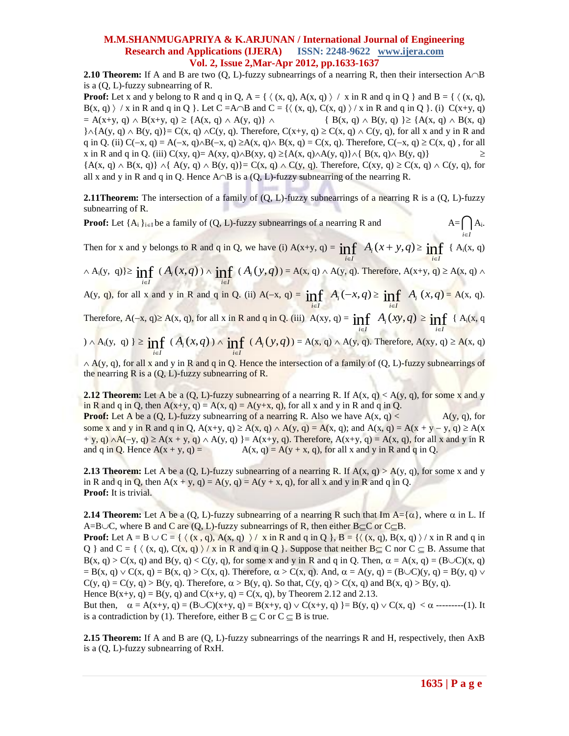**2.10 Theorem:** If A and B are two (Q, L)-fuzzy subnearrings of a nearring R, then their intersection $A\cap B$ is a (Q, L)-fuzzy subnearring of R.

**Proof:** Let x and y belong to R and q in Q, $A = \{ \langle (x, q), A(x, q) \rangle$ / x in R and q in Q } and $B = \{ \langle (x, q), B(x, q) \rangle$ / x in R and q in Q }. Let $C = A\cap B$ and $C = \{\langle (x, q), C(x, q) \rangle$ / x in R and q in Q }. (i) $C(x+y, q) = A(x+y, q) \wedge B(x+y, q) \geq \{A(x, q) \wedge A(y, q)\} \wedge \{ B(x, q) \wedge B(y, q) \} \geq \{A(x, q) \wedge B(x, q)\} \wedge \{A(y, q) \wedge B(y, q)\} = C(x, q) \wedge C(y, q)$. Therefore, $C(x+y, q) \geq C(x, q) \wedge C(y, q)$, for all x and y in R and q in Q. (ii) $C(-x, q) = A(-x, q) \wedge B(-x, q) \geq A(x, q) \wedge B(x, q) = C(x, q)$. Therefore, $C(-x, q) \geq C(x, q)$ , for all x in R and q in Q. (iii) $C(xy, q) = A(xy, q) \wedge B(xy, q) \geq \{A(x, q) \wedge A(y, q)\} \wedge \{ B(x, q) \wedge B(y, q)\} \geq \{A(x, q) \wedge B(x, q)\} \wedge \{ A(y, q) \wedge B(y, q)\} = C(x, q) \wedge C(y, q)$. Therefore, $C(xy, q) \geq C(x, q) \wedge C(y, q)$, for all x and y in R and q in Q. Hence $A\cap B$ is a (Q, L)-fuzzy subnearring of the nearring R.

**2.11Theorem:** The intersection of a family of (Q, L)-fuzzy subnearrings of a nearring R is a (Q, L)-fuzzy subnearring of R.

**Proof:** Let $\{A_i\}_{i\in I}$ be a family of (Q, L)-fuzzy subnearrings of a nearring R and $A = \bigcap_{i\in I} A_i$.

Then for x and y belongs to R and q in Q, we have (i) $A(x+y, q) = \inf_{i\in I} A_i(x+y, q) \geq \inf_{i\in I} \{ A_i(x, q) \wedge A_i(y, q)\} \geq \inf_{i\in I} (A_i(x,q)) \wedge \inf_{i\in I} (A_i(y,q)) = A(x, q) \wedge A(y, q)$. Therefore, $A(x+y, q) \geq A(x, q) \wedge A(y, q)$, for all x and y in R and q in Q. (ii) $A(-x, q) = \inf_{i\in I} A_i(-x,q) \geq \inf_{i\in I} A_i(x,q) = A(x, q)$. Therefore, $A(-x, q) \geq A(x, q)$, for all x in R and q in Q. (iii) $A(xy, q) = \inf_{i\in I} A_i(xy,q) \geq \inf_{i\in I} \{ A_i(x, q) \wedge A_i(y, q) \} \geq \inf_{i\in I} (A_i(x,q)) \wedge \inf_{i\in I} (A_i(y,q)) = A(x, q) \wedge A(y, q)$. Therefore, $A(xy, q) \geq A(x, q) \wedge A(y, q)$, for all x and y in R and q in Q. Hence the intersection of a family of (Q, L)-fuzzy subnearrings of the nearring R is a (Q, L)-fuzzy subnearring of R.

**2.12 Theorem:** Let A be a (Q, L)-fuzzy subnearring of a nearring R. If $A(x, q) < A(y, q)$, for some x and y in R and q in Q, then $A(x+y, q) = A(x, q) = A(y+x, q)$, for all x and y in R and q in Q.

**Proof:** Let A be a (Q, L)-fuzzy subnearring of a nearring R. Also we have $A(x, q) < A(y, q)$, for some x and y in R and q in Q, $A(x+y, q) \geq A(x, q) \wedge A(y, q) = A(x, q)$; and $A(x, q) = A(x + y - y, q) \geq A(x + y, q) \wedge A(-y, q) \geq A(x + y, q) \wedge A(y, q) \} = A(x+y, q)$. Therefore, $A(x+y, q) = A(x, q)$, for all x and y in R and q in Q. Hence $A(x + y, q) = A(x, q) = A(y + x, q)$, for all x and y in R and q in Q.

**2.13 Theorem:** Let A be a (Q, L)-fuzzy subnearring of a nearring R. If $A(x, q) > A(y, q)$, for some x and y in R and q in Q, then $A(x + y, q) = A(y, q) = A(y + x, q)$, for all x and y in R and q in Q.

**Proof:** It is trivial.

**2.14 Theorem:** Let A be a (Q, L)-fuzzy subnearring of a nearring R such that Im $A=\{\alpha\}$, where $\alpha$ in L. If $A=B\cup C$, where B and C are (Q, L)-fuzzy subnearrings of R, then either $B\subseteq C$ or $C\subseteq B$.

**Proof:** Let $A = B \cup C = \{ \langle (x , q), A(x, q) \rangle$ / x in R and q in Q }, $B = \{\langle (x, q), B(x, q) \rangle$ / x in R and q in Q } and $C = \{ \langle (x, q), C(x, q) \rangle$ / x in R and q in Q }. Suppose that neither $B\subseteq C$ nor $C \subseteq B$. Assume that $B(x, q) > C(x, q)$ and $B(y, q) < C(y, q)$, for some x and y in R and q in Q. Then, $\alpha = A(x, q) = (B\cup C)(x, q) = B(x, q) \vee C(x, q) = B(x, q) > C(x, q)$. Therefore, $\alpha > C(x, q)$. And, $\alpha = A(y, q) = (B\cup C)(y, q) = B(y, q) \vee C(y, q) = C(y, q) > B(y, q)$. Therefore, $\alpha > B(y, q)$. So that, $C(y, q) > C(x, q)$ and $B(x, q) > B(y, q)$.

Hence $B(x+y, q) = B(y, q)$ and $C(x+y, q) = C(x, q)$, by Theorem 2.12 and 2.13.

But then, $\alpha = A(x+y, q) = (B\cup C)(x+y, q) = B(x+y, q) \vee C(x+y, q) \} = B(y, q) \vee C(x, q) < \alpha$ ---------(1). It is a contradiction by (1). Therefore, either $B \subseteq C$ or $C \subseteq B$ is true.

**2.15 Theorem:** If A and B are (Q, L)-fuzzy subnearrings of the nearrings R and H, respectively, then AxB is a (Q, L)-fuzzy subnearring of RxH.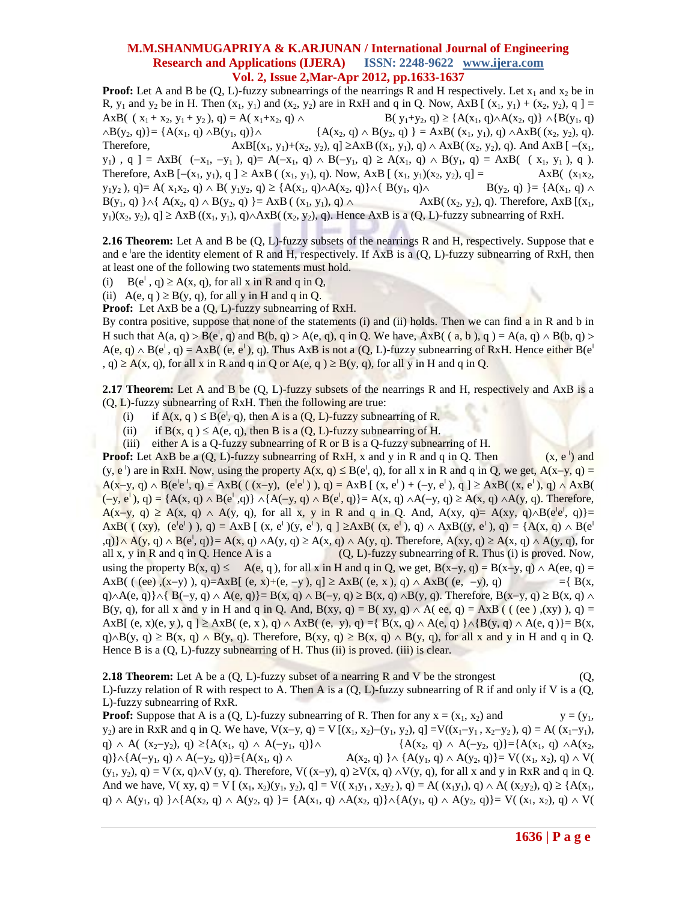**Proof:** Let A and B be (Q, L)-fuzzy subnearrings of the nearrings R and H respectively. Let $x_1$ and $x_2$ be in R, $y_1$ and $y_2$ be in H. Then $(x_1, y_1)$ and $(x_2, y_2)$ are in RxH and q in Q. Now, $AxB[(x_1, y_1) + (x_2, y_2), q] = AxB((x_1 + x_2, y_1 + y_2), q) = A(x_1+x_2, q) \wedge B(y_1+y_2, q) \geq \{A(x_1, q) \wedge A(x_2, q)\} \wedge \{B(y_1, q) \wedge B(y_2, q)\} = \{A(x_1, q) \wedge B(y_1, q)\} \wedge \{A(x_2, q) \wedge B(y_2, q)\} = AxB((x_1, y_1), q) \wedge AxB((x_2, y_2), q)$. Therefore, $AxB[(x_1, y_1)+(x_2, y_2), q] \geq AxB((x_1, y_1), q) \wedge AxB((x_2, y_2), q)$. And $AxB[-(x_1, y_1), q] = AxB((-x_1, -y_1), q) = A(-x_1, q) \wedge B(-y_1, q) \geq A(x_1, q) \wedge B(y_1, q) = AxB((x_1, y_1), q)$. Therefore, $AxB[-(x_1, y_1), q] \geq AxB((x_1, y_1), q)$. Now, $AxB[(x_1, y_1)(x_2, y_2), q] = AxB((x_1x_2, y_1y_2), q) = A(x_1x_2, q) \wedge B(y_1y_2, q) \geq \{A(x_1, q) \wedge A(x_2, q)\} \wedge \{B(y_1, q) \wedge B(y_2, q)\} = \{A(x_1, q) \wedge B(y_1, q)\} \wedge \{A(x_2, q) \wedge B(y_2, q)\} = AxB((x_1, y_1), q) \wedge AxB((x_2, y_2), q)$. Therefore, $AxB[(x_1, y_1)(x_2, y_2), q] \geq AxB((x_1, y_1), q) \wedge AxB((x_2, y_2), q)$. Hence AxB is a (Q, L)-fuzzy subnearring of RxH.

**2.16 Theorem:** Let A and B be (Q, L)-fuzzy subsets of the nearrings R and H, respectively. Suppose that e and $e^{|}$ are the identity element of R and H, respectively. If AxB is a (Q, L)-fuzzy subnearring of RxH, then at least one of the following two statements must hold.

(i) $B(e^{|}, q) \geq A(x, q)$, for all x in R and q in Q,

(ii) $A(e, q) \geq B(y, q)$, for all y in H and q in Q.

**Proof:** Let AxB be a (Q, L)-fuzzy subnearring of RxH.

By contra positive, suppose that none of the statements (i) and (ii) holds. Then we can find a in R and b in H such that $A(a, q) > B(e^{|}, q)$ and $B(b, q) > A(e, q)$, q in Q. We have, $AxB((a, b), q) = A(a, q) \wedge B(b, q) > A(e, q) \wedge B(e^{|}, q) = AxB((e, e^{|}), q)$. Thus AxB is not a (Q, L)-fuzzy subnearring of RxH. Hence either $B(e^{|}, q) \geq A(x, q)$, for all x in R and q in Q or $A(e, q) \geq B(y, q)$, for all y in H and q in Q.

**2.17 Theorem:** Let A and B be (Q, L)-fuzzy subsets of the nearrings R and H, respectively and AxB is a (Q, L)-fuzzy subnearring of RxH. Then the following are true:

(i) if $A(x, q) \leq B(e^{|}, q)$, then A is a (Q, L)-fuzzy subnearring of R.

(ii) if $B(x, q) \leq A(e, q)$, then B is a (Q, L)-fuzzy subnearring of H.

(iii) either A is a (Q, L)-fuzzy subnearring of R or B is a Q-fuzzy subnearring of H.

**Proof:** Let AxB be a (Q, L)-fuzzy subnearring of RxH, x and y in R and q in Q. Then $(x, e^{|})$ and $(y, e^{|})$ are in RxH. Now, using the property $A(x, q) \leq B(e^{|}, q)$, for all x in R and q in Q, we get, $A(x-y, q) = A(x-y, q) \wedge B(e^{|}e^{|}, q) = AxB(((x-y), (e^{|}e^{|})), q) = AxB[(x, e^{|}) + (-y, e^{|}), q] \geq AxB((x, e^{|}), q) \wedge AxB((-y, e^{|}), q) = \{A(x, q) \wedge B(e^{|}, q)\} \wedge \{A(-y, q) \wedge B(e^{|}, q)\} = A(x, q) \wedge A(-y, q) \geq A(x, q) \wedge A(y, q)$. Therefore, $A(x-y, q) \geq A(x, q) \wedge A(y, q)$, for all x, y in R and q in Q. And, $A(xy, q) = A(xy, q) \wedge B(e^{|}e^{|}, q) = AxB(((xy), (e^{|}e^{|})), q) = AxB[(x, e^{|})(y, e^{|}), q] \geq AxB((x, e^{|}), q) \wedge AxB((y, e^{|}), q) = \{A(x, q) \wedge B(e^{|}, q)\} \wedge A(y, q) \wedge B(e^{|}, q)\} = A(x, q) \wedge A(y, q) \geq A(x, q) \wedge A(y, q)$. Therefore, $A(xy, q) \geq A(x, q) \wedge A(y, q)$, for all x, y in R and q in Q. Hence A is a (Q, L)-fuzzy subnearring of R. Thus (i) is proved. Now, using the property $B(x, q) \leq A(e, q)$, for all x in H and q in Q, we get, $B(x-y, q) = B(x-y, q) \wedge A(ee, q) = AxB(((ee), (x-y)), q) = AxB[(e, x)+(e, -y), q] \geq AxB((e, x), q) \wedge AxB((e, -y), q) = \{B(x, q) \wedge A(e, q)\} \wedge \{B(-y, q) \wedge A(e, q)\} = B(x, q) \wedge B(-y, q) \geq B(x, q) \wedge B(y, q)$. Therefore, $B(x-y, q) \geq B(x, q) \wedge B(y, q)$, for all x and y in H and q in Q. And, $B(xy, q) = B(xy, q) \wedge A(ee, q) = AxB(((ee), (xy)), q) = AxB[(e, x)(e, y), q] \geq AxB((e, x), q) \wedge AxB((e, y), q) = \{B(x, q) \wedge A(e, q)\} \wedge \{B(y, q) \wedge A(e, q)\} = B(x, q) \wedge B(y, q) \geq B(x, q) \wedge B(y, q)$. Therefore, $B(xy, q) \geq B(x, q) \wedge B(y, q)$, for all x and y in H and q in Q. Hence B is a (Q, L)-fuzzy subnearring of H. Thus (ii) is proved. (iii) is clear.

**2.18 Theorem:** Let A be a (Q, L)-fuzzy subset of a nearring R and V be the strongest (Q, L)-fuzzy relation of R with respect to A. Then A is a (Q, L)-fuzzy subnearring of R if and only if V is a (Q, L)-fuzzy subnearring of RxR.

**Proof:** Suppose that A is a (Q, L)-fuzzy subnearring of R. Then for any $x = (x_1, x_2)$ and $y = (y_1, y_2)$ are in RxR and q in Q. We have, $V(x-y, q) = V[(x_1, x_2)-(y_1, y_2), q] = V((x_1-y_1, x_2-y_2), q) = A((x_1-y_1), q) \wedge A((x_2-y_2), q) \geq \{A(x_1, q) \wedge A(-y_1, q)\} \wedge \{A(x_2, q) \wedge A(-y_2, q)\} = \{A(x_1, q) \wedge A(x_2, q)\} \wedge \{A(-y_1, q) \wedge A(-y_2, q)\} = \{A(x_1, q) \wedge A(x_2, q)\} \wedge \{A(y_1, q) \wedge A(y_2, q)\} = V((x_1, x_2), q) \wedge V((y_1, y_2), q) = V(x, q) \wedge V(y, q)$. Therefore, $V((x-y), q) \geq V(x, q) \wedge V(y, q)$, for all x and y in RxR and q in Q. And we have, $V(xy, q) = V[(x_1, x_2)(y_1, y_2), q] = V((x_1y_1, x_2y_2), q) = A((x_1y_1), q) \wedge A((x_2y_2), q) \geq \{A(x_1, q) \wedge A(y_1, q)\} \wedge \{A(x_2, q) \wedge A(y_2, q)\} = \{A(x_1, q) \wedge A(x_2, q)\} \wedge \{A(y_1, q) \wedge A(y_2, q)\} = V((x_1, x_2), q) \wedge V($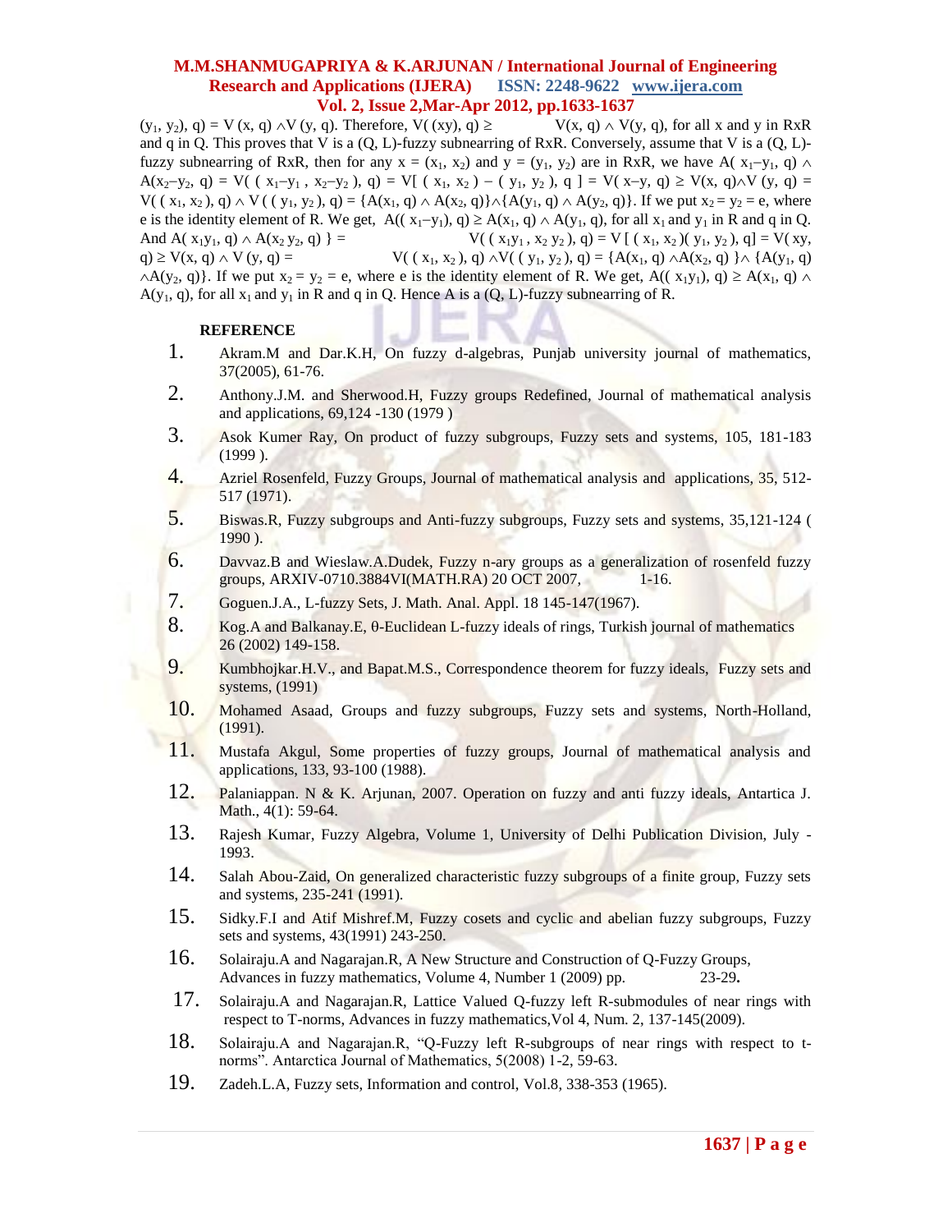$(y_1, y_2), q) = V(x, q) \wedge V(y, q)$. Therefore, $V((xy), q) \geq V(x, q) \wedge V(y, q)$, for all x and y in RxR and q in Q. This proves that V is a (Q, L)-fuzzy subnearring of RxR. Conversely, assume that V is a (Q, L)-fuzzy subnearring of RxR, then for any $x = (x_1, x_2)$ and $y = (y_1, y_2)$ are in RxR, we have $A(x_1 - y_1, q) \wedge A(x_2 - y_2, q) = V((x_1 - y_1, x_2 - y_2), q) = V[(x_1, x_2) - (y_1, y_2), q] = V(x - y, q) \geq V(x, q) \wedge V(y, q) = V((x_1, x_2), q) \wedge V((y_1, y_2), q) = \{A(x_1, q) \wedge A(x_2, q)\} \wedge \{A(y_1, q) \wedge A(y_2, q)\}$. If we put $x_2 = y_2 = e$, where e is the identity element of R. We get, $A((x_1 - y_1), q) \geq A(x_1, q) \wedge A(y_1, q)$, for all $x_1$ and $y_1$ in R and q in Q. And $A(x_1 y_1, q) \wedge A(x_2 y_2, q)\} = V((x_1 y_1, x_2 y_2), q) = V[(x_1, x_2)(y_1, y_2), q] = V(xy, q) \geq V(x, q) \wedge V(y, q) = V((x_1, x_2), q) \wedge V((y_1, y_2), q) = \{A(x_1, q) \wedge A(x_2, q)\} \wedge \{A(y_1, q) \wedge A(y_2, q)\}$. If we put $x_2 = y_2 = e$, where e is the identity element of R. We get, $A((x_1 y_1), q) \geq A(x_1, q) \wedge A(y_1, q)$, for all $x_1$ and $y_1$ in R and q in Q. Hence A is a (Q, L)-fuzzy subnearring of R.

## REFERENCE

1. Akram.M and Dar.K.H, On fuzzy d-algebras, Punjab university journal of mathematics, 37(2005), 61-76.
2. Anthony.J.M. and Sherwood.H, Fuzzy groups Redefined, Journal of mathematical analysis and applications, 69,124 -130 (1979 )
3. Asok Kumer Ray, On product of fuzzy subgroups, Fuzzy sets and systems, 105, 181-183 (1999 ).
4. Azriel Rosenfeld, Fuzzy Groups, Journal of mathematical analysis and applications, 35, 512-517 (1971).
5. Biswas.R, Fuzzy subgroups and Anti-fuzzy subgroups, Fuzzy sets and systems, 35,121-124 ( 1990 ).
6. Davvaz.B and Wieslaw.A.Dudek, Fuzzy n-ary groups as a generalization of rosenfeld fuzzy groups, ARXIV-0710.3884VI(MATH.RA) 20 OCT 2007, 1-16.
7. Goguen.J.A., L-fuzzy Sets, J. Math. Anal. Appl. 18 145-147(1967).
8. Kog.A and Balkanay.E, θ-Euclidean L-fuzzy ideals of rings, Turkish journal of mathematics 26 (2002) 149-158.
9. Kumbhojkar.H.V., and Bapat.M.S., Correspondence theorem for fuzzy ideals, Fuzzy sets and systems, (1991)
10. Mohamed Asaad, Groups and fuzzy subgroups, Fuzzy sets and systems, North-Holland, (1991).
11. Mustafa Akgul, Some properties of fuzzy groups, Journal of mathematical analysis and applications, 133, 93-100 (1988).
12. Palaniappan. N & K. Arjunan, 2007. Operation on fuzzy and anti fuzzy ideals, Antartica J. Math., 4(1): 59-64.
13. Rajesh Kumar, Fuzzy Algebra, Volume 1, University of Delhi Publication Division, July - 1993.
14. Salah Abou-Zaid, On generalized characteristic fuzzy subgroups of a finite group, Fuzzy sets and systems, 235-241 (1991).
15. Sidky.F.I and Atif Mishref.M, Fuzzy cosets and cyclic and abelian fuzzy subgroups, Fuzzy sets and systems, 43(1991) 243-250.
16. Solairaju.A and Nagarajan.R, A New Structure and Construction of Q-Fuzzy Groups, Advances in fuzzy mathematics, Volume 4, Number 1 (2009) pp. 23-29**.**
17. Solairaju.A and Nagarajan.R, Lattice Valued Q-fuzzy left R-submodules of near rings with respect to T-norms, Advances in fuzzy mathematics,Vol 4, Num. 2, 137-145(2009).
18. Solairaju.A and Nagarajan.R, "Q-Fuzzy left R-subgroups of near rings with respect to t-norms". Antarctica Journal of Mathematics, 5(2008) 1-2, 59-63.
19. Zadeh.L.A, Fuzzy sets, Information and control, Vol.8, 338-353 (1965).